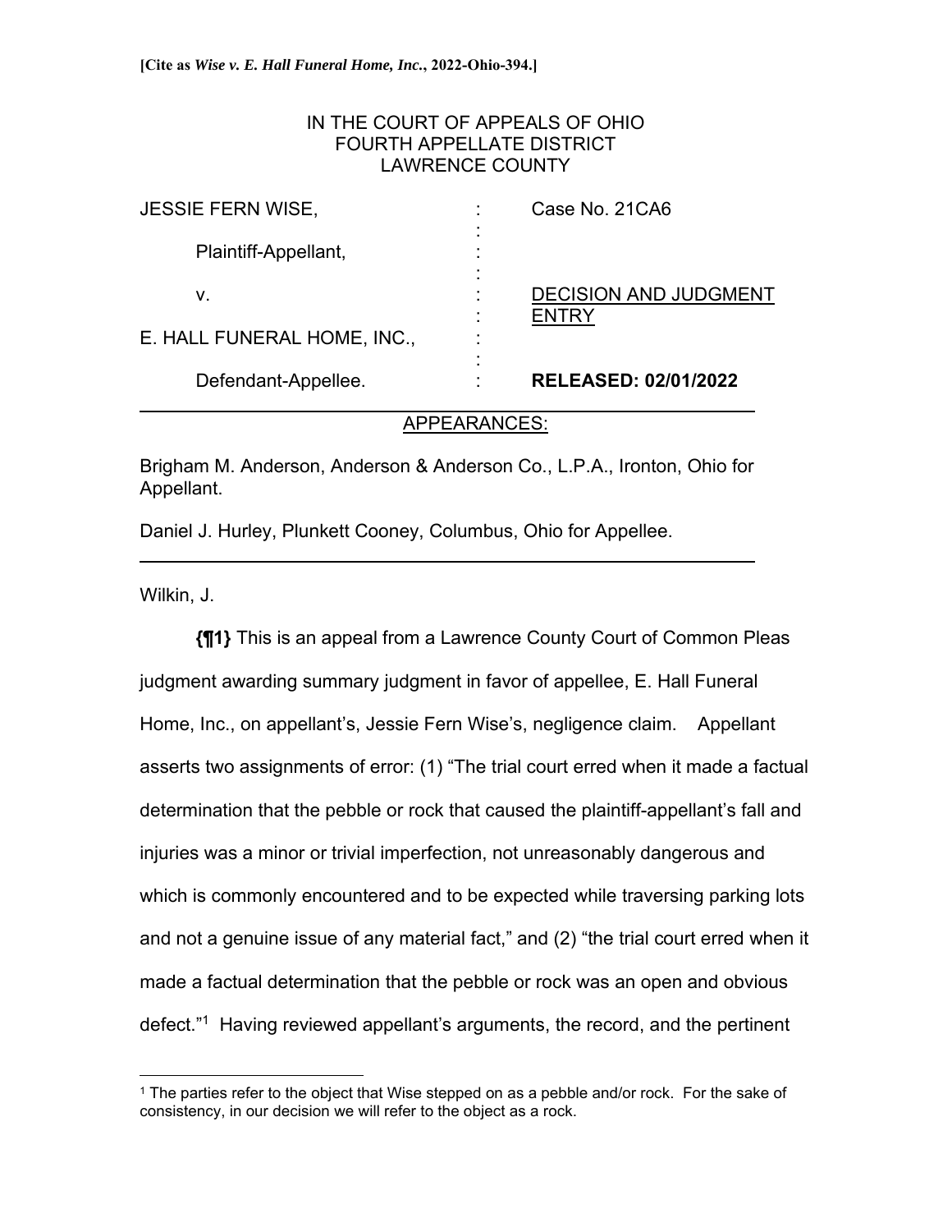**[Cite as *Wise v. E. Hall Funeral Home, Inc.*, 2022-Ohio-394.]**

IN THE COURT OF APPEALS OF OHIO
FOURTH APPELLATE DISTRICT
LAWRENCE COUNTY

| | | |
|---|---|---|
| JESSIE FERN WISE, | : | Case No. 21CA6 |
| Plaintiff-Appellant, | : | |
| v. | : | DECISION AND JUDGMENT ENTRY |
| E. HALL FUNERAL HOME, INC., | : | |
| Defendant-Appellee. | : | **RELEASED: 02/01/2022** |

APPEARANCES:

Brigham M. Anderson, Anderson & Anderson Co., L.P.A., Ironton, Ohio for Appellant.

Daniel J. Hurley, Plunkett Cooney, Columbus, Ohio for Appellee.

Wilkin, J.

**{¶1}** This is an appeal from a Lawrence County Court of Common Pleas judgment awarding summary judgment in favor of appellee, E. Hall Funeral Home, Inc., on appellant's, Jessie Fern Wise's, negligence claim. Appellant asserts two assignments of error: (1) "The trial court erred when it made a factual determination that the pebble or rock that caused the plaintiff-appellant's fall and injuries was a minor or trivial imperfection, not unreasonably dangerous and which is commonly encountered and to be expected while traversing parking lots and not a genuine issue of any material fact," and (2) "the trial court erred when it made a factual determination that the pebble or rock was an open and obvious defect."[1] Having reviewed appellant's arguments, the record, and the pertinent

[1] The parties refer to the object that Wise stepped on as a pebble and/or rock. For the sake of consistency, in our decision we will refer to the object as a rock.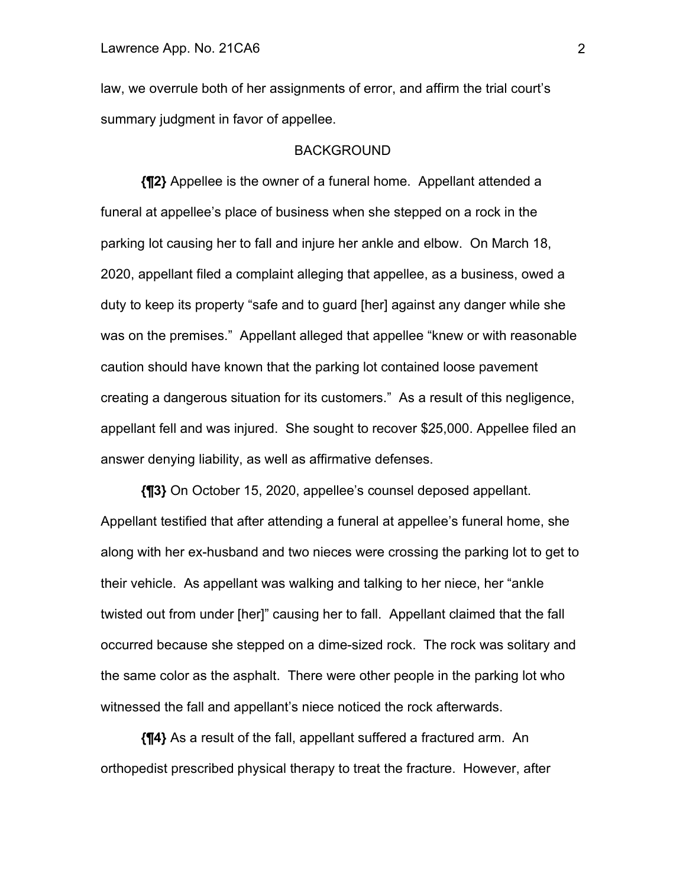law, we overrule both of her assignments of error, and affirm the trial court's summary judgment in favor of appellee.

## BACKGROUND

**{¶2}** Appellee is the owner of a funeral home. Appellant attended a funeral at appellee's place of business when she stepped on a rock in the parking lot causing her to fall and injure her ankle and elbow. On March 18, 2020, appellant filed a complaint alleging that appellee, as a business, owed a duty to keep its property "safe and to guard [her] against any danger while she was on the premises." Appellant alleged that appellee "knew or with reasonable caution should have known that the parking lot contained loose pavement creating a dangerous situation for its customers." As a result of this negligence, appellant fell and was injured. She sought to recover $25,000. Appellee filed an answer denying liability, as well as affirmative defenses.

**{¶3}** On October 15, 2020, appellee's counsel deposed appellant. Appellant testified that after attending a funeral at appellee's funeral home, she along with her ex-husband and two nieces were crossing the parking lot to get to their vehicle. As appellant was walking and talking to her niece, her "ankle twisted out from under [her]" causing her to fall. Appellant claimed that the fall occurred because she stepped on a dime-sized rock. The rock was solitary and the same color as the asphalt. There were other people in the parking lot who witnessed the fall and appellant's niece noticed the rock afterwards.

**{¶4}** As a result of the fall, appellant suffered a fractured arm. An orthopedist prescribed physical therapy to treat the fracture. However, after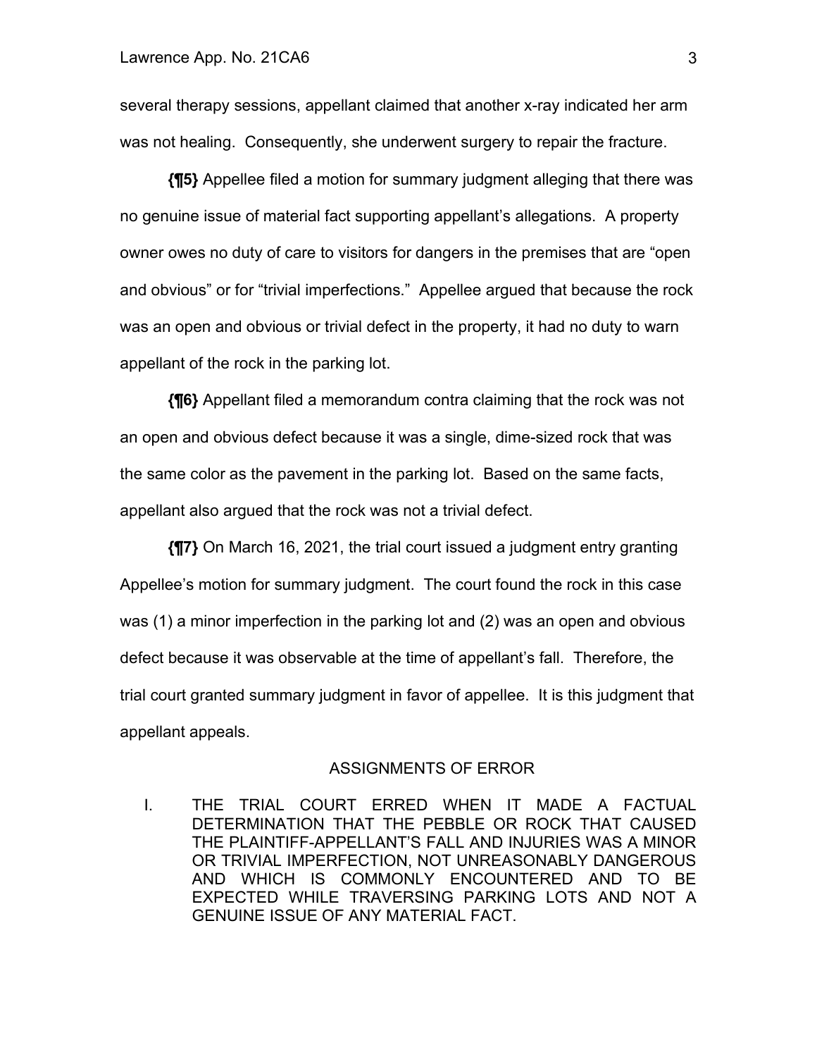several therapy sessions, appellant claimed that another x-ray indicated her arm was not healing. Consequently, she underwent surgery to repair the fracture.

**{¶5}** Appellee filed a motion for summary judgment alleging that there was no genuine issue of material fact supporting appellant's allegations. A property owner owes no duty of care to visitors for dangers in the premises that are "open and obvious" or for "trivial imperfections." Appellee argued that because the rock was an open and obvious or trivial defect in the property, it had no duty to warn appellant of the rock in the parking lot.

**{¶6}** Appellant filed a memorandum contra claiming that the rock was not an open and obvious defect because it was a single, dime-sized rock that was the same color as the pavement in the parking lot. Based on the same facts, appellant also argued that the rock was not a trivial defect.

**{¶7}** On March 16, 2021, the trial court issued a judgment entry granting Appellee's motion for summary judgment. The court found the rock in this case was (1) a minor imperfection in the parking lot and (2) was an open and obvious defect because it was observable at the time of appellant's fall. Therefore, the trial court granted summary judgment in favor of appellee. It is this judgment that appellant appeals.

## ASSIGNMENTS OF ERROR

I. THE TRIAL COURT ERRED WHEN IT MADE A FACTUAL DETERMINATION THAT THE PEBBLE OR ROCK THAT CAUSED THE PLAINTIFF-APPELLANT'S FALL AND INJURIES WAS A MINOR OR TRIVIAL IMPERFECTION, NOT UNREASONABLY DANGEROUS AND WHICH IS COMMONLY ENCOUNTERED AND TO BE EXPECTED WHILE TRAVERSING PARKING LOTS AND NOT A GENUINE ISSUE OF ANY MATERIAL FACT.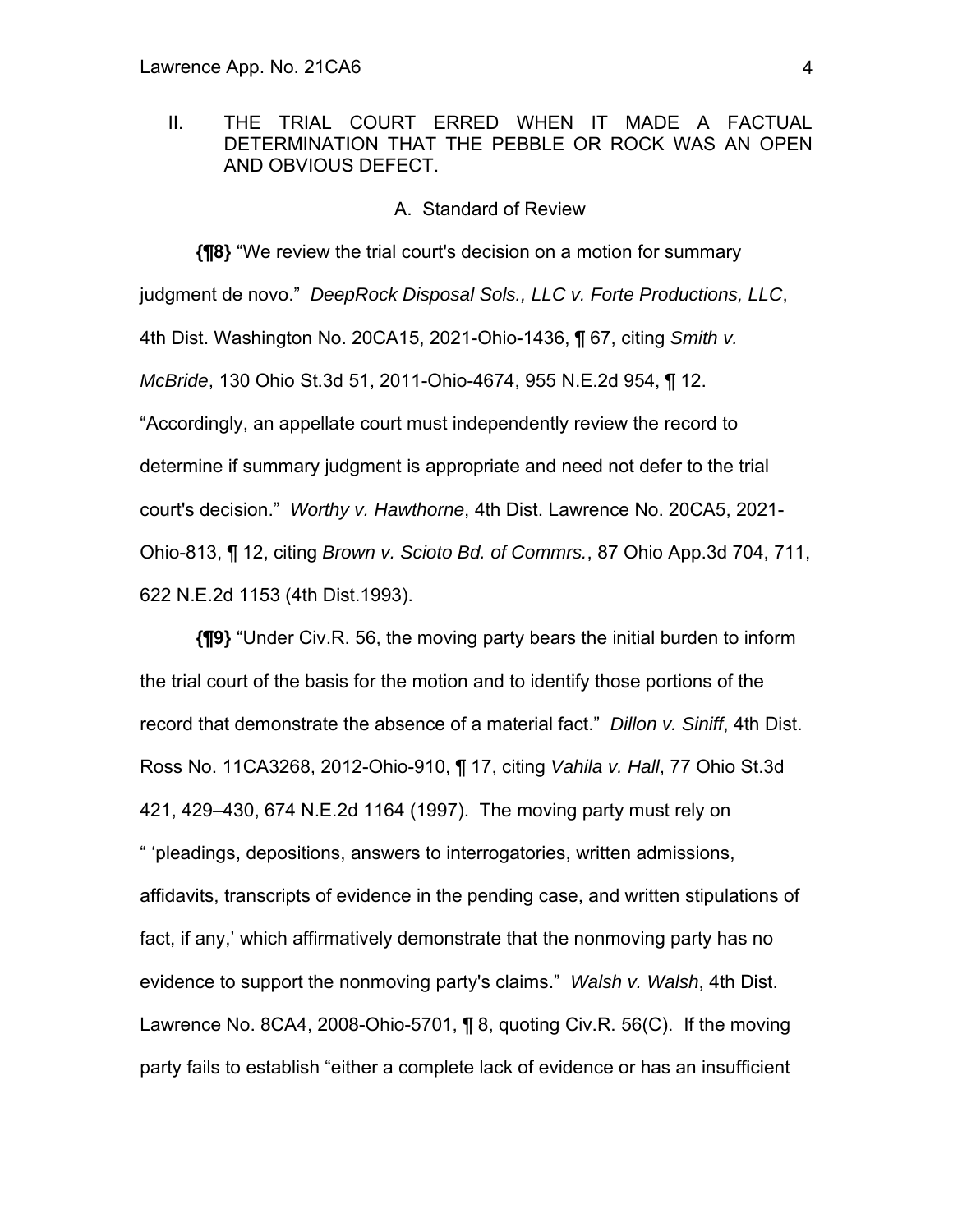II. THE TRIAL COURT ERRED WHEN IT MADE A FACTUAL DETERMINATION THAT THE PEBBLE OR ROCK WAS AN OPEN AND OBVIOUS DEFECT.

### A. Standard of Review

**{¶8}** "We review the trial court's decision on a motion for summary judgment de novo." *DeepRock Disposal Sols., LLC v. Forte Productions, LLC*, 4th Dist. Washington No. 20CA15, 2021-Ohio-1436, ¶ 67, citing *Smith v. McBride*, 130 Ohio St.3d 51, 2011-Ohio-4674, 955 N.E.2d 954, ¶ 12. "Accordingly, an appellate court must independently review the record to determine if summary judgment is appropriate and need not defer to the trial court's decision." *Worthy v. Hawthorne*, 4th Dist. Lawrence No. 20CA5, 2021-Ohio-813, ¶ 12, citing *Brown v. Scioto Bd. of Commrs.*, 87 Ohio App.3d 704, 711, 622 N.E.2d 1153 (4th Dist.1993).

**{¶9}** "Under Civ.R. 56, the moving party bears the initial burden to inform the trial court of the basis for the motion and to identify those portions of the record that demonstrate the absence of a material fact." *Dillon v. Siniff*, 4th Dist. Ross No. 11CA3268, 2012-Ohio-910, ¶ 17, citing *Vahila v. Hall*, 77 Ohio St.3d 421, 429–430, 674 N.E.2d 1164 (1997). The moving party must rely on " 'pleadings, depositions, answers to interrogatories, written admissions, affidavits, transcripts of evidence in the pending case, and written stipulations of fact, if any,' which affirmatively demonstrate that the nonmoving party has no evidence to support the nonmoving party's claims." *Walsh v. Walsh*, 4th Dist. Lawrence No. 8CA4, 2008-Ohio-5701, ¶ 8, quoting Civ.R. 56(C). If the moving party fails to establish "either a complete lack of evidence or has an insufficient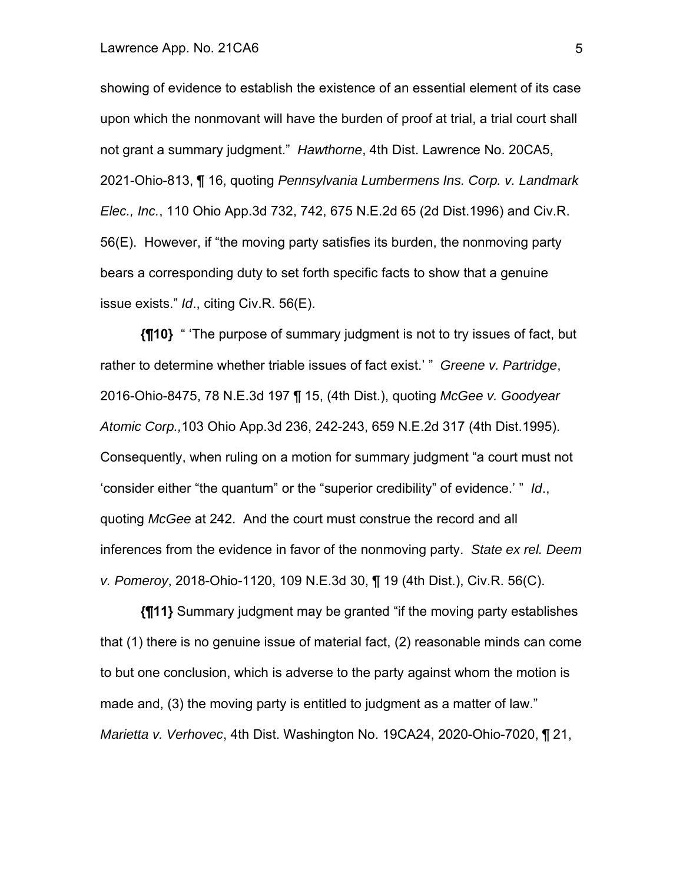showing of evidence to establish the existence of an essential element of its case upon which the nonmovant will have the burden of proof at trial, a trial court shall not grant a summary judgment." *Hawthorne*, 4th Dist. Lawrence No. 20CA5, 2021-Ohio-813, ¶ 16, quoting *Pennsylvania Lumbermens Ins. Corp. v. Landmark Elec., Inc.*, 110 Ohio App.3d 732, 742, 675 N.E.2d 65 (2d Dist.1996) and Civ.R. 56(E). However, if "the moving party satisfies its burden, the nonmoving party bears a corresponding duty to set forth specific facts to show that a genuine issue exists." *Id*., citing Civ.R. 56(E).

**{¶10}** " 'The purpose of summary judgment is not to try issues of fact, but rather to determine whether triable issues of fact exist.' " *Greene v. Partridge*, 2016-Ohio-8475, 78 N.E.3d 197 ¶ 15, (4th Dist.), quoting *McGee v. Goodyear Atomic Corp.,*103 Ohio App.3d 236, 242-243, 659 N.E.2d 317 (4th Dist.1995). Consequently, when ruling on a motion for summary judgment "a court must not 'consider either "the quantum" or the "superior credibility" of evidence.' " *Id*., quoting *McGee* at 242. And the court must construe the record and all inferences from the evidence in favor of the nonmoving party. *State ex rel. Deem v. Pomeroy*, 2018-Ohio-1120, 109 N.E.3d 30, ¶ 19 (4th Dist.), Civ.R. 56(C).

**{¶11}** Summary judgment may be granted "if the moving party establishes that (1) there is no genuine issue of material fact, (2) reasonable minds can come to but one conclusion, which is adverse to the party against whom the motion is made and, (3) the moving party is entitled to judgment as a matter of law." *Marietta v. Verhovec*, 4th Dist. Washington No. 19CA24, 2020-Ohio-7020, ¶ 21,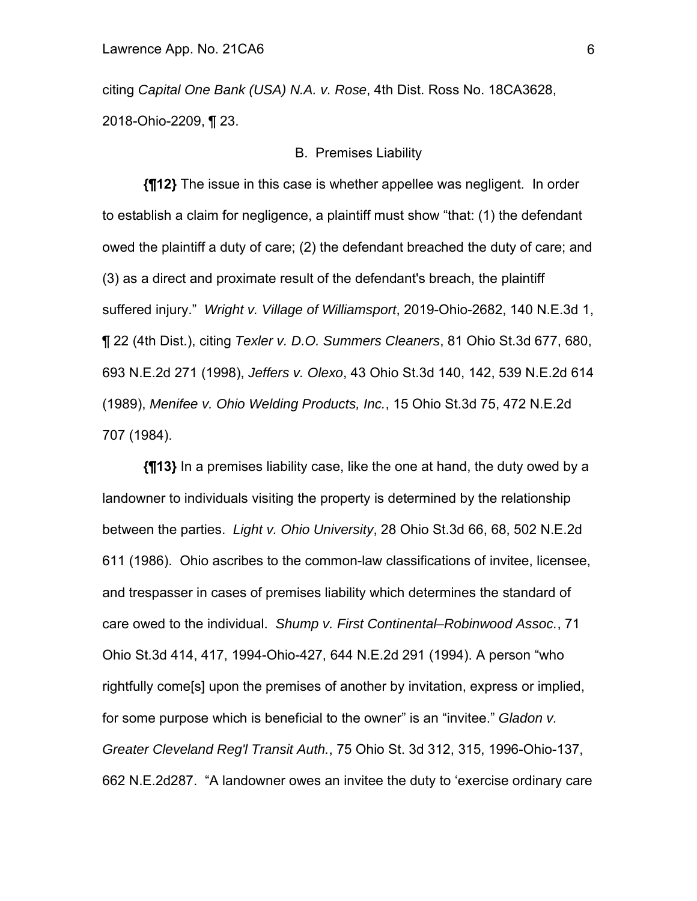citing *Capital One Bank (USA) N.A. v. Rose*, 4th Dist. Ross No. 18CA3628, 2018-Ohio-2209, ¶ 23.

B. Premises Liability

**{¶12}** The issue in this case is whether appellee was negligent. In order to establish a claim for negligence, a plaintiff must show "that: (1) the defendant owed the plaintiff a duty of care; (2) the defendant breached the duty of care; and (3) as a direct and proximate result of the defendant's breach, the plaintiff suffered injury." *Wright v. Village of Williamsport*, 2019-Ohio-2682, 140 N.E.3d 1, ¶ 22 (4th Dist.), citing *Texler v. D.O. Summers Cleaners*, 81 Ohio St.3d 677, 680, 693 N.E.2d 271 (1998), *Jeffers v. Olexo*, 43 Ohio St.3d 140, 142, 539 N.E.2d 614 (1989), *Menifee v. Ohio Welding Products, Inc.*, 15 Ohio St.3d 75, 472 N.E.2d 707 (1984).

**{¶13}** In a premises liability case, like the one at hand, the duty owed by a landowner to individuals visiting the property is determined by the relationship between the parties. *Light v. Ohio University*, 28 Ohio St.3d 66, 68, 502 N.E.2d 611 (1986). Ohio ascribes to the common-law classifications of invitee, licensee, and trespasser in cases of premises liability which determines the standard of care owed to the individual. *Shump v. First Continental–Robinwood Assoc.*, 71 Ohio St.3d 414, 417, 1994-Ohio-427, 644 N.E.2d 291 (1994). A person "who rightfully come[s] upon the premises of another by invitation, express or implied, for some purpose which is beneficial to the owner" is an "invitee." *Gladon v. Greater Cleveland Reg'l Transit Auth.*, 75 Ohio St. 3d 312, 315, 1996-Ohio-137, 662 N.E.2d287. "A landowner owes an invitee the duty to 'exercise ordinary care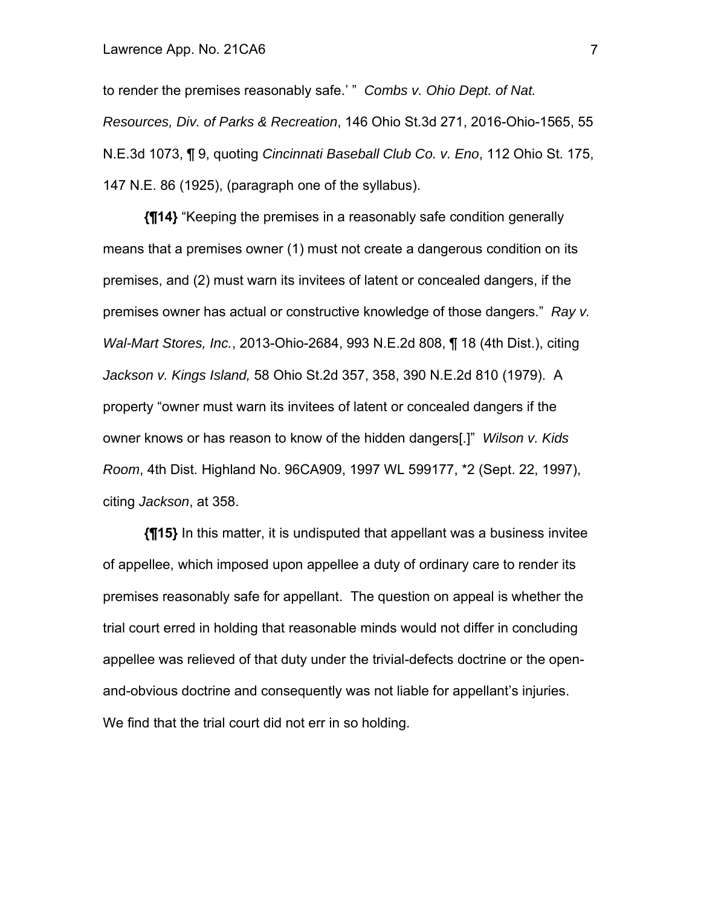to render the premises reasonably safe.' " *Combs v. Ohio Dept. of Nat. Resources, Div. of Parks & Recreation*, 146 Ohio St.3d 271, 2016-Ohio-1565, 55 N.E.3d 1073, ¶ 9, quoting *Cincinnati Baseball Club Co. v. Eno*, 112 Ohio St. 175, 147 N.E. 86 (1925), (paragraph one of the syllabus).

**{¶14}** "Keeping the premises in a reasonably safe condition generally means that a premises owner (1) must not create a dangerous condition on its premises, and (2) must warn its invitees of latent or concealed dangers, if the premises owner has actual or constructive knowledge of those dangers." *Ray v. Wal-Mart Stores, Inc.*, 2013-Ohio-2684, 993 N.E.2d 808, ¶ 18 (4th Dist.), citing *Jackson v. Kings Island,* 58 Ohio St.2d 357, 358, 390 N.E.2d 810 (1979). A property "owner must warn its invitees of latent or concealed dangers if the owner knows or has reason to know of the hidden dangers[.]" *Wilson v. Kids Room*, 4th Dist. Highland No. 96CA909, 1997 WL 599177, *2 (Sept. 22, 1997), citing *Jackson*, at 358.

**{¶15}** In this matter, it is undisputed that appellant was a business invitee of appellee, which imposed upon appellee a duty of ordinary care to render its premises reasonably safe for appellant. The question on appeal is whether the trial court erred in holding that reasonable minds would not differ in concluding appellee was relieved of that duty under the trivial-defects doctrine or the open-and-obvious doctrine and consequently was not liable for appellant's injuries. We find that the trial court did not err in so holding.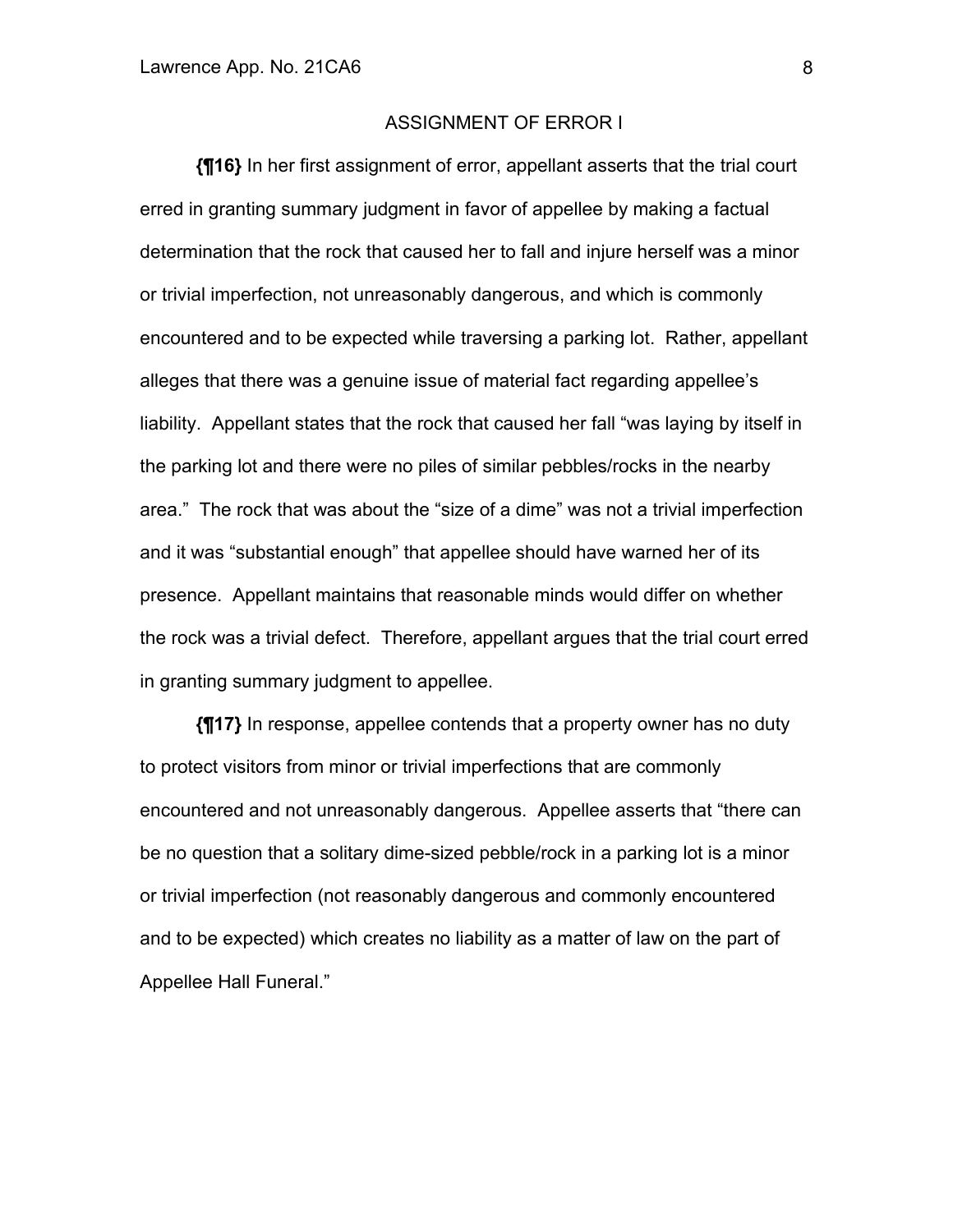## ASSIGNMENT OF ERROR I

**{¶16}** In her first assignment of error, appellant asserts that the trial court erred in granting summary judgment in favor of appellee by making a factual determination that the rock that caused her to fall and injure herself was a minor or trivial imperfection, not unreasonably dangerous, and which is commonly encountered and to be expected while traversing a parking lot. Rather, appellant alleges that there was a genuine issue of material fact regarding appellee's liability. Appellant states that the rock that caused her fall "was laying by itself in the parking lot and there were no piles of similar pebbles/rocks in the nearby area." The rock that was about the "size of a dime" was not a trivial imperfection and it was "substantial enough" that appellee should have warned her of its presence. Appellant maintains that reasonable minds would differ on whether the rock was a trivial defect. Therefore, appellant argues that the trial court erred in granting summary judgment to appellee.

**{¶17}** In response, appellee contends that a property owner has no duty to protect visitors from minor or trivial imperfections that are commonly encountered and not unreasonably dangerous. Appellee asserts that "there can be no question that a solitary dime-sized pebble/rock in a parking lot is a minor or trivial imperfection (not reasonably dangerous and commonly encountered and to be expected) which creates no liability as a matter of law on the part of Appellee Hall Funeral."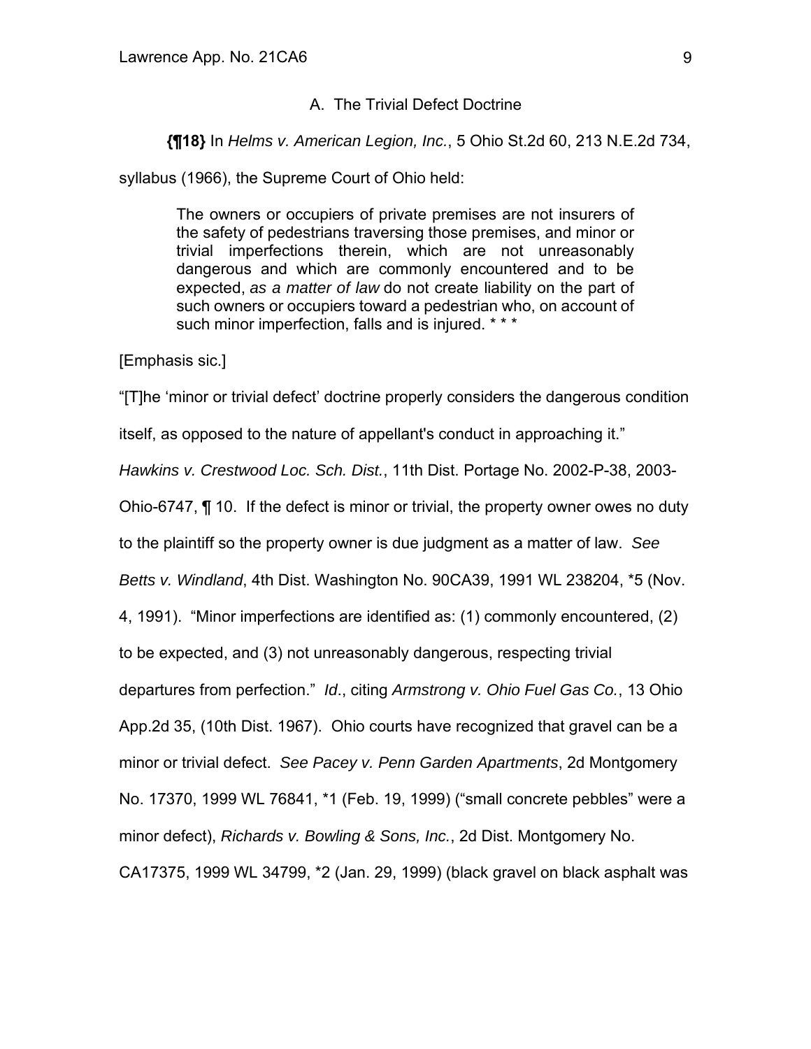### A. The Trivial Defect Doctrine

**{¶18}** In *Helms v. American Legion, Inc.*, 5 Ohio St.2d 60, 213 N.E.2d 734, syllabus (1966), the Supreme Court of Ohio held:

> The owners or occupiers of private premises are not insurers of the safety of pedestrians traversing those premises, and minor or trivial imperfections therein, which are not unreasonably dangerous and which are commonly encountered and to be expected, *as a matter of law* do not create liability on the part of such owners or occupiers toward a pedestrian who, on account of such minor imperfection, falls and is injured. * * *

[Emphasis sic.]

"[T]he 'minor or trivial defect' doctrine properly considers the dangerous condition itself, as opposed to the nature of appellant's conduct in approaching it." *Hawkins v. Crestwood Loc. Sch. Dist.*, 11th Dist. Portage No. 2002-P-38, 2003-Ohio-6747, ¶ 10. If the defect is minor or trivial, the property owner owes no duty to the plaintiff so the property owner is due judgment as a matter of law. *See Betts v. Windland*, 4th Dist. Washington No. 90CA39, 1991 WL 238204, *5 (Nov. 4, 1991). "Minor imperfections are identified as: (1) commonly encountered, (2) to be expected, and (3) not unreasonably dangerous, respecting trivial departures from perfection." *Id*., citing *Armstrong v. Ohio Fuel Gas Co.*, 13 Ohio App.2d 35, (10th Dist. 1967). Ohio courts have recognized that gravel can be a minor or trivial defect. *See Pacey v. Penn Garden Apartments*, 2d Montgomery No. 17370, 1999 WL 76841, *1 (Feb. 19, 1999) ("small concrete pebbles" were a minor defect), *Richards v. Bowling & Sons, Inc.*, 2d Dist. Montgomery No. CA17375, 1999 WL 34799, *2 (Jan. 29, 1999) (black gravel on black asphalt was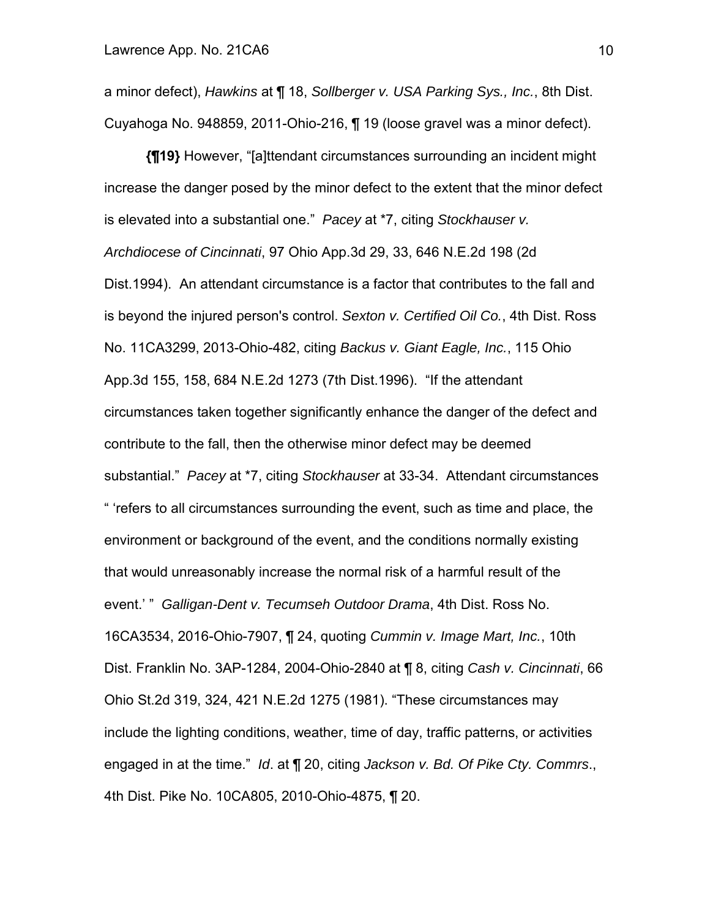a minor defect), *Hawkins* at ¶ 18, *Sollberger v. USA Parking Sys., Inc.*, 8th Dist. Cuyahoga No. 948859, 2011-Ohio-216, ¶ 19 (loose gravel was a minor defect).

**{¶19}** However, "[a]ttendant circumstances surrounding an incident might increase the danger posed by the minor defect to the extent that the minor defect is elevated into a substantial one." *Pacey* at *7, citing *Stockhauser v. Archdiocese of Cincinnati*, 97 Ohio App.3d 29, 33, 646 N.E.2d 198 (2d Dist.1994). An attendant circumstance is a factor that contributes to the fall and is beyond the injured person's control. *Sexton v. Certified Oil Co.*, 4th Dist. Ross No. 11CA3299, 2013-Ohio-482, citing *Backus v. Giant Eagle, Inc.*, 115 Ohio App.3d 155, 158, 684 N.E.2d 1273 (7th Dist.1996). "If the attendant circumstances taken together significantly enhance the danger of the defect and contribute to the fall, then the otherwise minor defect may be deemed substantial." *Pacey* at *7, citing *Stockhauser* at 33-34. Attendant circumstances " 'refers to all circumstances surrounding the event, such as time and place, the environment or background of the event, and the conditions normally existing that would unreasonably increase the normal risk of a harmful result of the event.' " *Galligan-Dent v. Tecumseh Outdoor Drama*, 4th Dist. Ross No. 16CA3534, 2016-Ohio-7907, ¶ 24, quoting *Cummin v. Image Mart, Inc.*, 10th Dist. Franklin No. 3AP-1284, 2004-Ohio-2840 at ¶ 8, citing *Cash v. Cincinnati*, 66 Ohio St.2d 319, 324, 421 N.E.2d 1275 (1981). "These circumstances may include the lighting conditions, weather, time of day, traffic patterns, or activities engaged in at the time." *Id*. at ¶ 20, citing *Jackson v. Bd. Of Pike Cty. Commrs*., 4th Dist. Pike No. 10CA805, 2010-Ohio-4875, ¶ 20.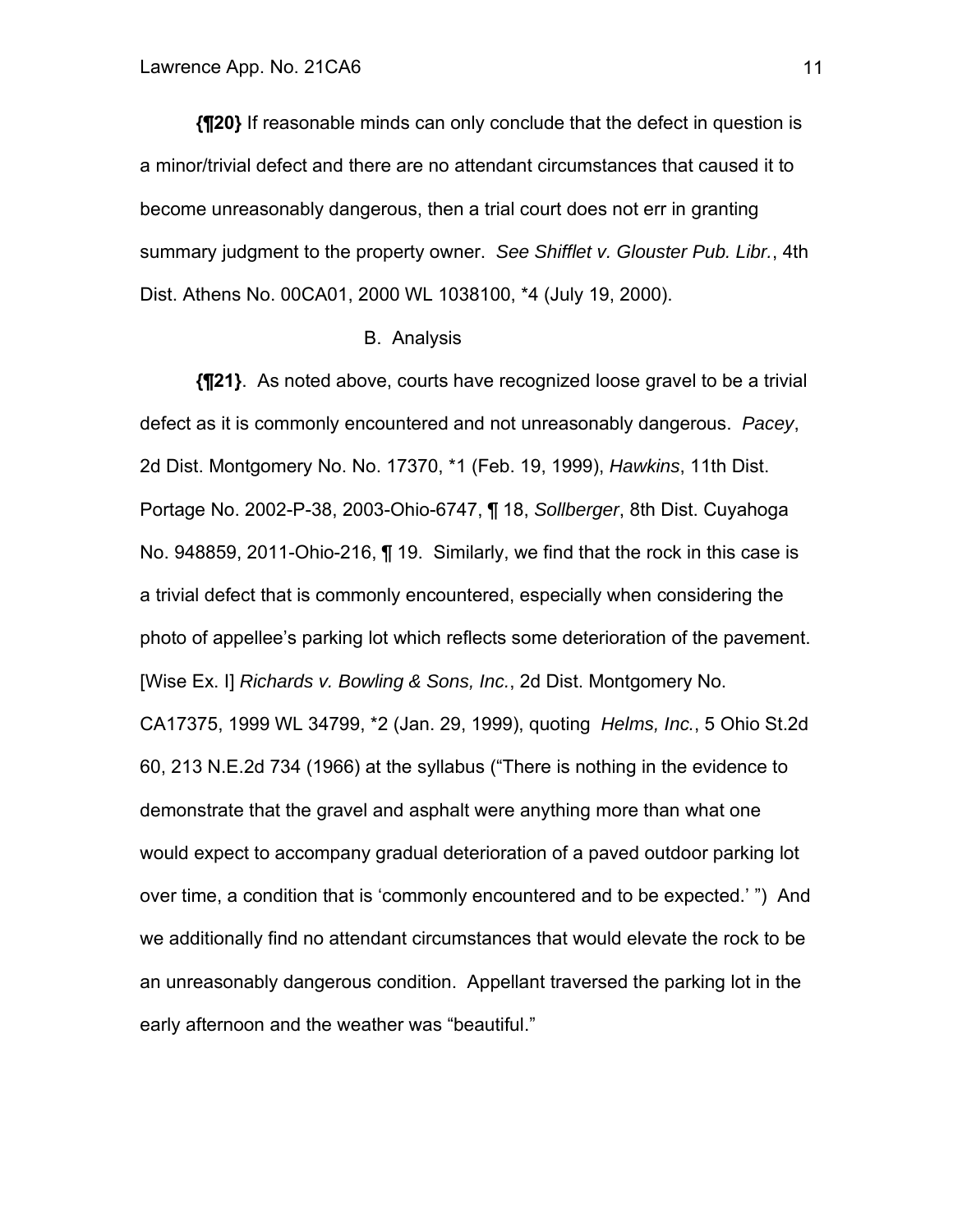**{¶20}** If reasonable minds can only conclude that the defect in question is a minor/trivial defect and there are no attendant circumstances that caused it to become unreasonably dangerous, then a trial court does not err in granting summary judgment to the property owner. *See Shifflet v. Glouster Pub. Libr.*, 4th Dist. Athens No. 00CA01, 2000 WL 1038100, *4 (July 19, 2000).

B. Analysis

**{¶21}**. As noted above, courts have recognized loose gravel to be a trivial defect as it is commonly encountered and not unreasonably dangerous. *Pacey*, 2d Dist. Montgomery No. No. 17370, *1 (Feb. 19, 1999), *Hawkins*, 11th Dist. Portage No. 2002-P-38, 2003-Ohio-6747, ¶ 18, *Sollberger*, 8th Dist. Cuyahoga No. 948859, 2011-Ohio-216, ¶ 19. Similarly, we find that the rock in this case is a trivial defect that is commonly encountered, especially when considering the photo of appellee's parking lot which reflects some deterioration of the pavement. [Wise Ex. I] *Richards v. Bowling & Sons, Inc.*, 2d Dist. Montgomery No. CA17375, 1999 WL 34799, *2 (Jan. 29, 1999), quoting *Helms, Inc.*, 5 Ohio St.2d 60, 213 N.E.2d 734 (1966) at the syllabus ("There is nothing in the evidence to demonstrate that the gravel and asphalt were anything more than what one would expect to accompany gradual deterioration of a paved outdoor parking lot over time, a condition that is 'commonly encountered and to be expected.' ") And we additionally find no attendant circumstances that would elevate the rock to be an unreasonably dangerous condition. Appellant traversed the parking lot in the early afternoon and the weather was "beautiful."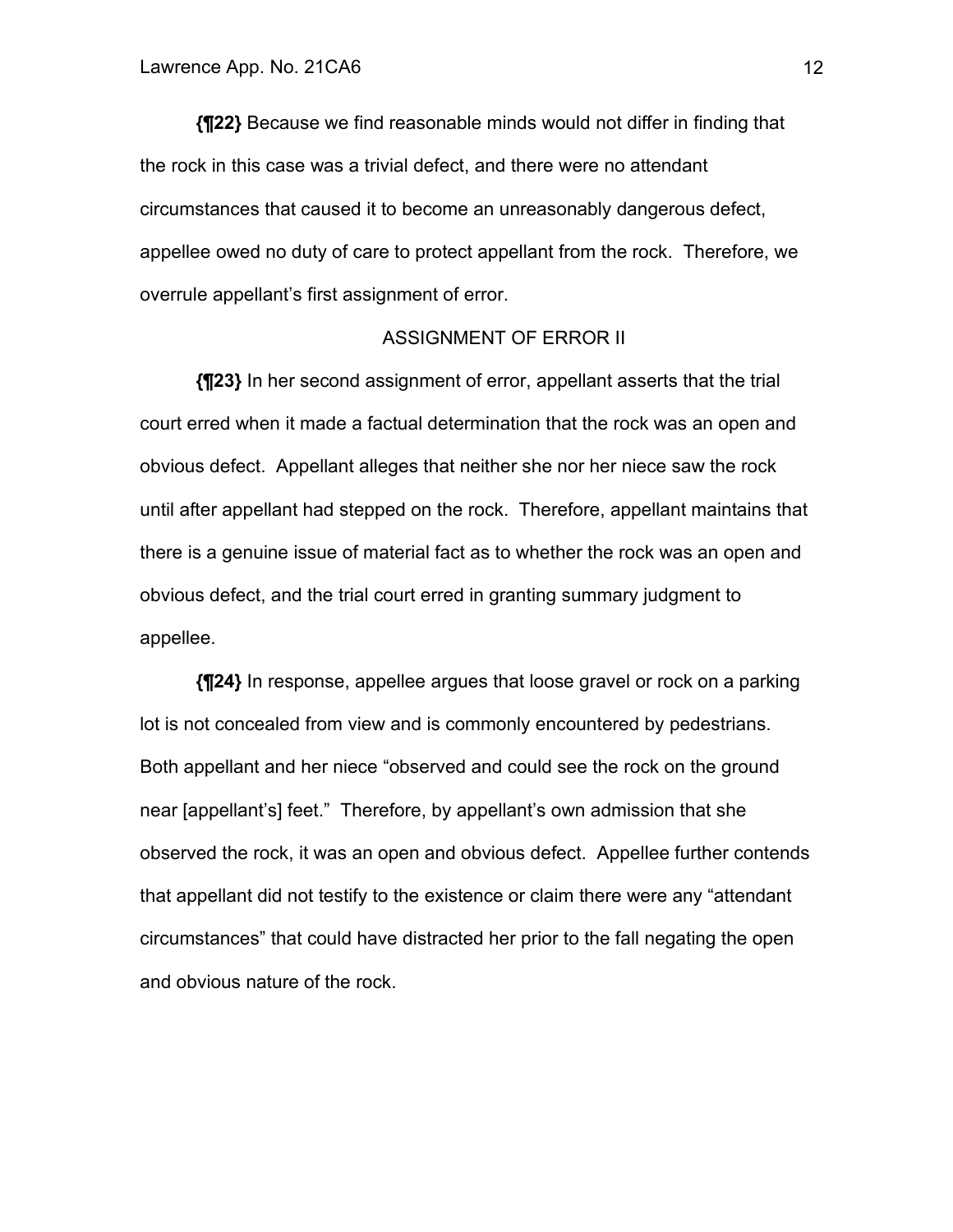**{¶22}** Because we find reasonable minds would not differ in finding that the rock in this case was a trivial defect, and there were no attendant circumstances that caused it to become an unreasonably dangerous defect, appellee owed no duty of care to protect appellant from the rock. Therefore, we overrule appellant's first assignment of error.

ASSIGNMENT OF ERROR II

**{¶23}** In her second assignment of error, appellant asserts that the trial court erred when it made a factual determination that the rock was an open and obvious defect. Appellant alleges that neither she nor her niece saw the rock until after appellant had stepped on the rock. Therefore, appellant maintains that there is a genuine issue of material fact as to whether the rock was an open and obvious defect, and the trial court erred in granting summary judgment to appellee.

**{¶24}** In response, appellee argues that loose gravel or rock on a parking lot is not concealed from view and is commonly encountered by pedestrians. Both appellant and her niece "observed and could see the rock on the ground near [appellant's] feet." Therefore, by appellant's own admission that she observed the rock, it was an open and obvious defect. Appellee further contends that appellant did not testify to the existence or claim there were any "attendant circumstances" that could have distracted her prior to the fall negating the open and obvious nature of the rock.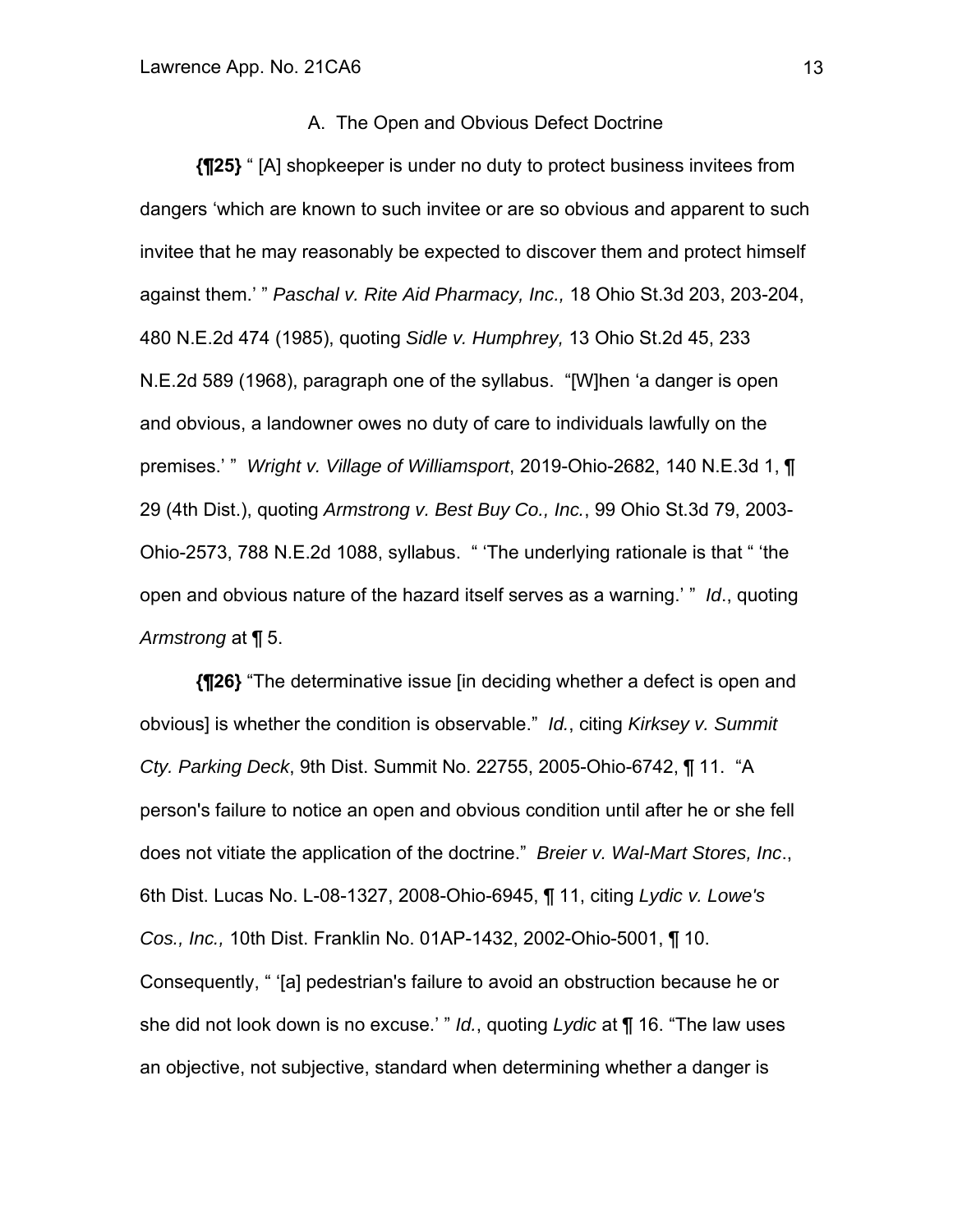### A. The Open and Obvious Defect Doctrine

**{¶25}** " [A] shopkeeper is under no duty to protect business invitees from dangers 'which are known to such invitee or are so obvious and apparent to such invitee that he may reasonably be expected to discover them and protect himself against them.' " *Paschal v. Rite Aid Pharmacy, Inc.,* 18 Ohio St.3d 203, 203-204, 480 N.E.2d 474 (1985), quoting *Sidle v. Humphrey,* 13 Ohio St.2d 45, 233 N.E.2d 589 (1968), paragraph one of the syllabus. "[W]hen 'a danger is open and obvious, a landowner owes no duty of care to individuals lawfully on the premises.' " *Wright v. Village of Williamsport*, 2019-Ohio-2682, 140 N.E.3d 1, ¶ 29 (4th Dist.), quoting *Armstrong v. Best Buy Co., Inc.*, 99 Ohio St.3d 79, 2003-Ohio-2573, 788 N.E.2d 1088, syllabus. " 'The underlying rationale is that " 'the open and obvious nature of the hazard itself serves as a warning.' " *Id*., quoting *Armstrong* at ¶ 5.

**{¶26}** "The determinative issue [in deciding whether a defect is open and obvious] is whether the condition is observable." *Id.*, citing *Kirksey v. Summit Cty. Parking Deck*, 9th Dist. Summit No. 22755, 2005-Ohio-6742, ¶ 11. "A person's failure to notice an open and obvious condition until after he or she fell does not vitiate the application of the doctrine." *Breier v. Wal-Mart Stores, Inc*., 6th Dist. Lucas No. L-08-1327, 2008-Ohio-6945, ¶ 11, citing *Lydic v. Lowe's Cos., Inc.,* 10th Dist. Franklin No. 01AP-1432, 2002-Ohio-5001, ¶ 10. Consequently, " '[a] pedestrian's failure to avoid an obstruction because he or she did not look down is no excuse.' " *Id.*, quoting *Lydic* at ¶ 16. "The law uses an objective, not subjective, standard when determining whether a danger is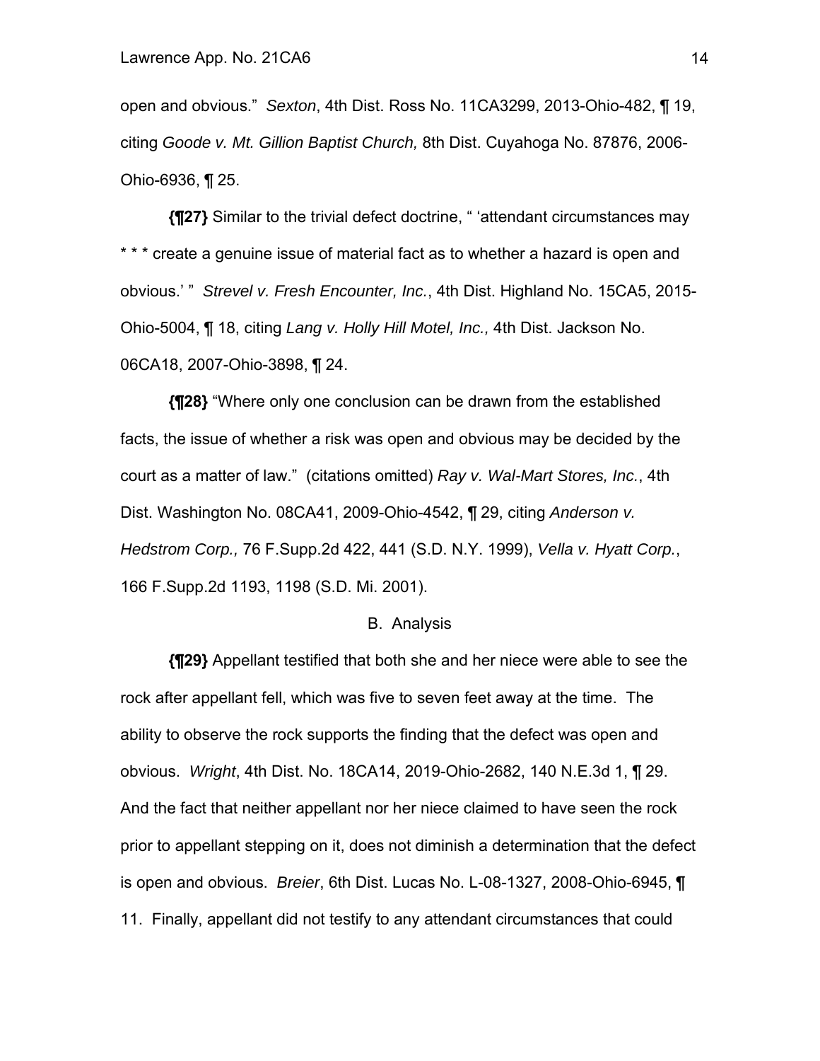open and obvious." *Sexton*, 4th Dist. Ross No. 11CA3299, 2013-Ohio-482, ¶ 19, citing *Goode v. Mt. Gillion Baptist Church,* 8th Dist. Cuyahoga No. 87876, 2006-Ohio-6936, ¶ 25.

**{¶27}** Similar to the trivial defect doctrine, " 'attendant circumstances may * * * create a genuine issue of material fact as to whether a hazard is open and obvious.' " *Strevel v. Fresh Encounter, Inc.*, 4th Dist. Highland No. 15CA5, 2015-Ohio-5004, ¶ 18, citing *Lang v. Holly Hill Motel, Inc.,* 4th Dist. Jackson No. 06CA18, 2007-Ohio-3898, ¶ 24.

**{¶28}** "Where only one conclusion can be drawn from the established facts, the issue of whether a risk was open and obvious may be decided by the court as a matter of law." (citations omitted) *Ray v. Wal-Mart Stores, Inc.*, 4th Dist. Washington No. 08CA41, 2009-Ohio-4542, ¶ 29, citing *Anderson v. Hedstrom Corp.,* 76 F.Supp.2d 422, 441 (S.D. N.Y. 1999), *Vella v. Hyatt Corp.*, 166 F.Supp.2d 1193, 1198 (S.D. Mi. 2001).

B. Analysis

**{¶29}** Appellant testified that both she and her niece were able to see the rock after appellant fell, which was five to seven feet away at the time. The ability to observe the rock supports the finding that the defect was open and obvious. *Wright*, 4th Dist. No. 18CA14, 2019-Ohio-2682, 140 N.E.3d 1, ¶ 29. And the fact that neither appellant nor her niece claimed to have seen the rock prior to appellant stepping on it, does not diminish a determination that the defect is open and obvious. *Breier*, 6th Dist. Lucas No. L-08-1327, 2008-Ohio-6945, ¶ 11. Finally, appellant did not testify to any attendant circumstances that could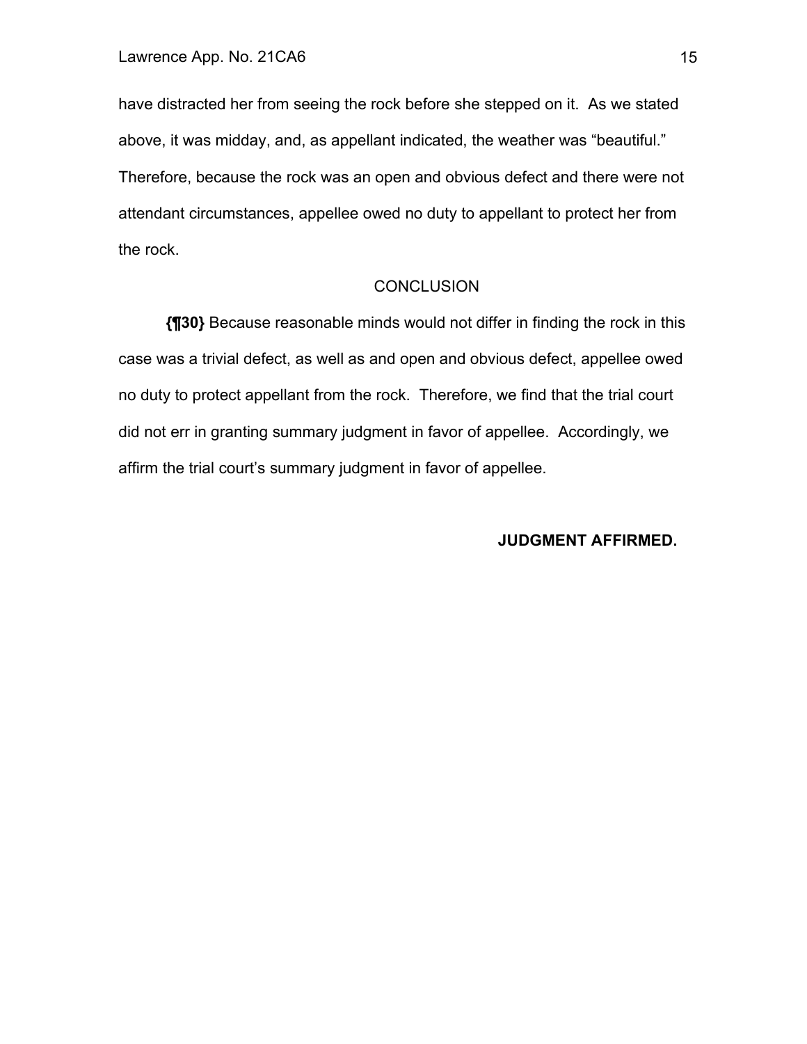have distracted her from seeing the rock before she stepped on it. As we stated above, it was midday, and, as appellant indicated, the weather was "beautiful." Therefore, because the rock was an open and obvious defect and there were not attendant circumstances, appellee owed no duty to appellant to protect her from the rock.

## CONCLUSION

**{¶30}** Because reasonable minds would not differ in finding the rock in this case was a trivial defect, as well as and open and obvious defect, appellee owed no duty to protect appellant from the rock. Therefore, we find that the trial court did not err in granting summary judgment in favor of appellee. Accordingly, we affirm the trial court's summary judgment in favor of appellee.

**JUDGMENT AFFIRMED.**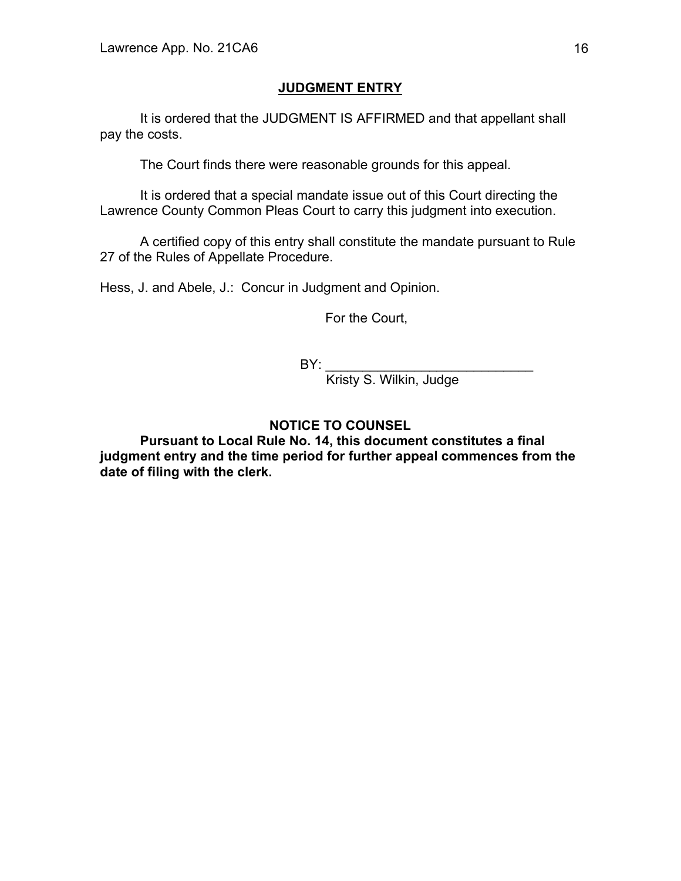**JUDGMENT ENTRY**

It is ordered that the JUDGMENT IS AFFIRMED and that appellant shall pay the costs.

The Court finds there were reasonable grounds for this appeal.

It is ordered that a special mandate issue out of this Court directing the Lawrence County Common Pleas Court to carry this judgment into execution.

A certified copy of this entry shall constitute the mandate pursuant to Rule 27 of the Rules of Appellate Procedure.

Hess, J. and Abele, J.: Concur in Judgment and Opinion.

For the Court,

BY: _____________________________
Kristy S. Wilkin, Judge

**NOTICE TO COUNSEL**

**Pursuant to Local Rule No. 14, this document constitutes a final judgment entry and the time period for further appeal commences from the date of filing with the clerk.**